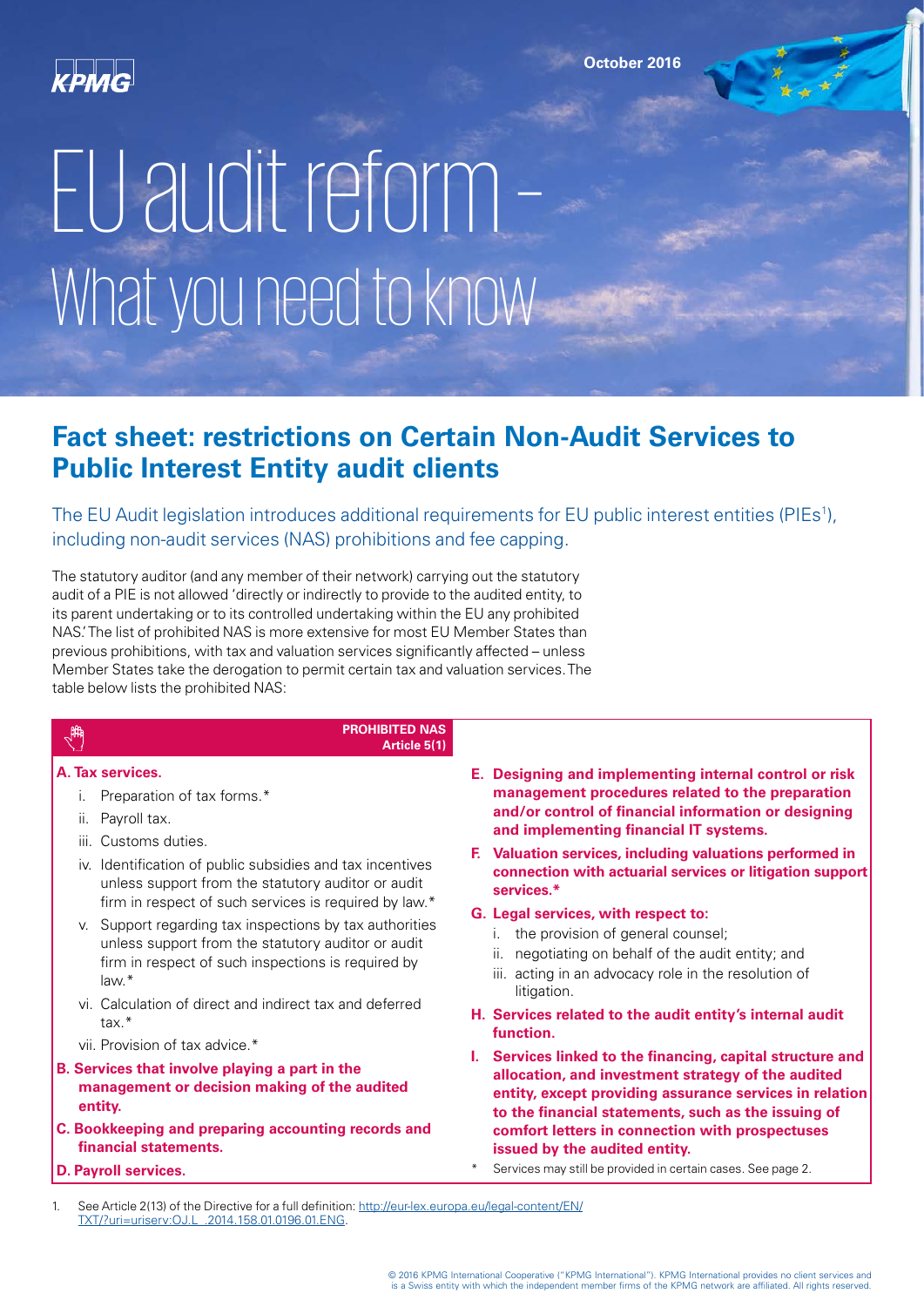October 2016

# EU audit reform – What you need to know

## Fact sheet: restrictions on Certain Non-Audit Services to Public Interest Entity audit clients

The EU Audit legislation introduces additional requirements for EU public interest entities (PIEs[1]), including non-audit services (NAS) prohibitions and fee capping.

The statutory auditor (and any member of their network) carrying out the statutory audit of a PIE is not allowed 'directly or indirectly to provide to the audited entity, to its parent undertaking or to its controlled undertaking within the EU any prohibited NAS.' The list of prohibited NAS is more extensive for most EU Member States than previous prohibitions, with tax and valuation services significantly affected – unless Member States take the derogation to permit certain tax and valuation services. The table below lists the prohibited NAS:

**PROHIBITED NAS**
**Article 5(1)**

**A. Tax services.**

i. Preparation of tax forms.*
ii. Payroll tax.
iii. Customs duties.
iv. Identification of public subsidies and tax incentives unless support from the statutory auditor or audit firm in respect of such services is required by law.*
v. Support regarding tax inspections by tax authorities unless support from the statutory auditor or audit firm in respect of such inspections is required by law.*
vi. Calculation of direct and indirect tax and deferred tax.*
vii. Provision of tax advice.*

**B. Services that involve playing a part in the management or decision making of the audited entity.**

**C. Bookkeeping and preparing accounting records and financial statements.**

**D. Payroll services.**

**E. Designing and implementing internal control or risk management procedures related to the preparation and/or control of financial information or designing and implementing financial IT systems.**

**F. Valuation services, including valuations performed in connection with actuarial services or litigation support services.***

**G. Legal services, with respect to:**

i. the provision of general counsel;
ii. negotiating on behalf of the audit entity; and
iii. acting in an advocacy role in the resolution of litigation.

**H. Services related to the audit entity's internal audit function.**

**I. Services linked to the financing, capital structure and allocation, and investment strategy of the audited entity, except providing assurance services in relation to the financial statements, such as the issuing of comfort letters in connection with prospectuses issued by the audited entity.**

\* Services may still be provided in certain cases. See page 2.

1. See Article 2(13) of the Directive for a full definition: http://eur-lex.europa.eu/legal-content/EN/TXT/?uri=uriserv:OJ.L_.2014.158.01.0196.01.ENG.

© 2016 KPMG International Cooperative ("KPMG International"). KPMG International provides no client services and is a Swiss entity with which the independent member firms of the KPMG network are affiliated. All rights reserved.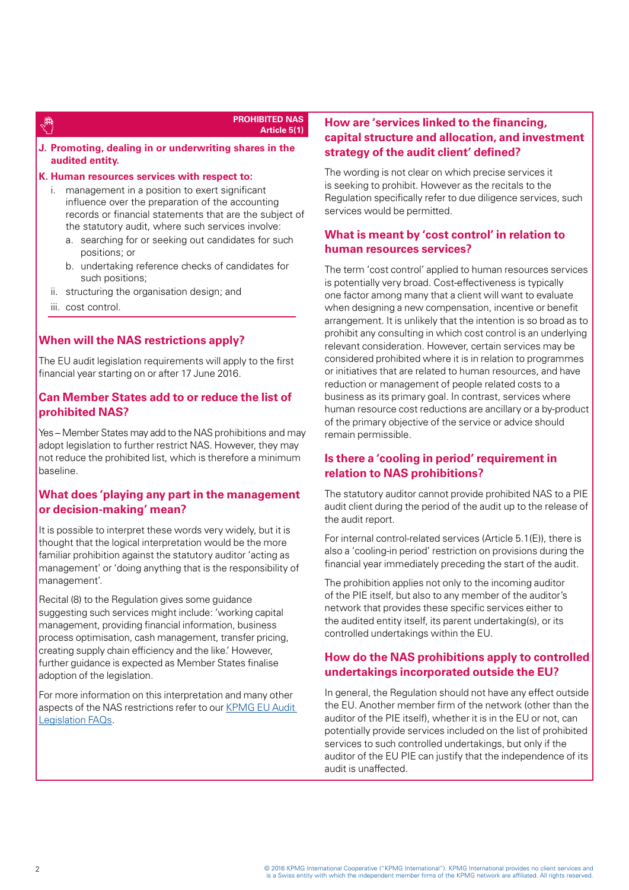**PROHIBITED NAS**
**Article 5(1)**

**J. Promoting, dealing in or underwriting shares in the audited entity.**

**K. Human resources services with respect to:**

i. management in a position to exert significant influence over the preparation of the accounting records or financial statements that are the subject of the statutory audit, where such services involve:
   a. searching for or seeking out candidates for such positions; or
   b. undertaking reference checks of candidates for such positions;

ii. structuring the organisation design; and

iii. cost control.

## When will the NAS restrictions apply?

The EU audit legislation requirements will apply to the first financial year starting on or after 17 June 2016.

## Can Member States add to or reduce the list of prohibited NAS?

Yes – Member States may add to the NAS prohibitions and may adopt legislation to further restrict NAS. However, they may not reduce the prohibited list, which is therefore a minimum baseline.

## What does 'playing any part in the management or decision-making' mean?

It is possible to interpret these words very widely, but it is thought that the logical interpretation would be the more familiar prohibition against the statutory auditor 'acting as management' or 'doing anything that is the responsibility of management'.

Recital (8) to the Regulation gives some guidance suggesting such services might include: 'working capital management, providing financial information, business process optimisation, cash management, transfer pricing, creating supply chain efficiency and the like.' However, further guidance is expected as Member States finalise adoption of the legislation.

For more information on this interpretation and many other aspects of the NAS restrictions refer to our KPMG EU Audit Legislation FAQs.

## How are 'services linked to the financing, capital structure and allocation, and investment strategy of the audit client' defined?

The wording is not clear on which precise services it is seeking to prohibit. However as the recitals to the Regulation specifically refer to due diligence services, such services would be permitted.

## What is meant by 'cost control' in relation to human resources services?

The term 'cost control' applied to human resources services is potentially very broad. Cost-effectiveness is typically one factor among many that a client will want to evaluate when designing a new compensation, incentive or benefit arrangement. It is unlikely that the intention is so broad as to prohibit any consulting in which cost control is an underlying relevant consideration. However, certain services may be considered prohibited where it is in relation to programmes or initiatives that are related to human resources, and have reduction or management of people related costs to a business as its primary goal. In contrast, services where human resource cost reductions are ancillary or a by-product of the primary objective of the service or advice should remain permissible.

## Is there a 'cooling in period' requirement in relation to NAS prohibitions?

The statutory auditor cannot provide prohibited NAS to a PIE audit client during the period of the audit up to the release of the audit report.

For internal control-related services (Article 5.1(E)), there is also a 'cooling-in period' restriction on provisions during the financial year immediately preceding the start of the audit.

The prohibition applies not only to the incoming auditor of the PIE itself, but also to any member of the auditor's network that provides these specific services either to the audited entity itself, its parent undertaking(s), or its controlled undertakings within the EU.

## How do the NAS prohibitions apply to controlled undertakings incorporated outside the EU?

In general, the Regulation should not have any effect outside the EU. Another member firm of the network (other than the auditor of the PIE itself), whether it is in the EU or not, can potentially provide services included on the list of prohibited services to such controlled undertakings, but only if the auditor of the EU PIE can justify that the independence of its audit is unaffected.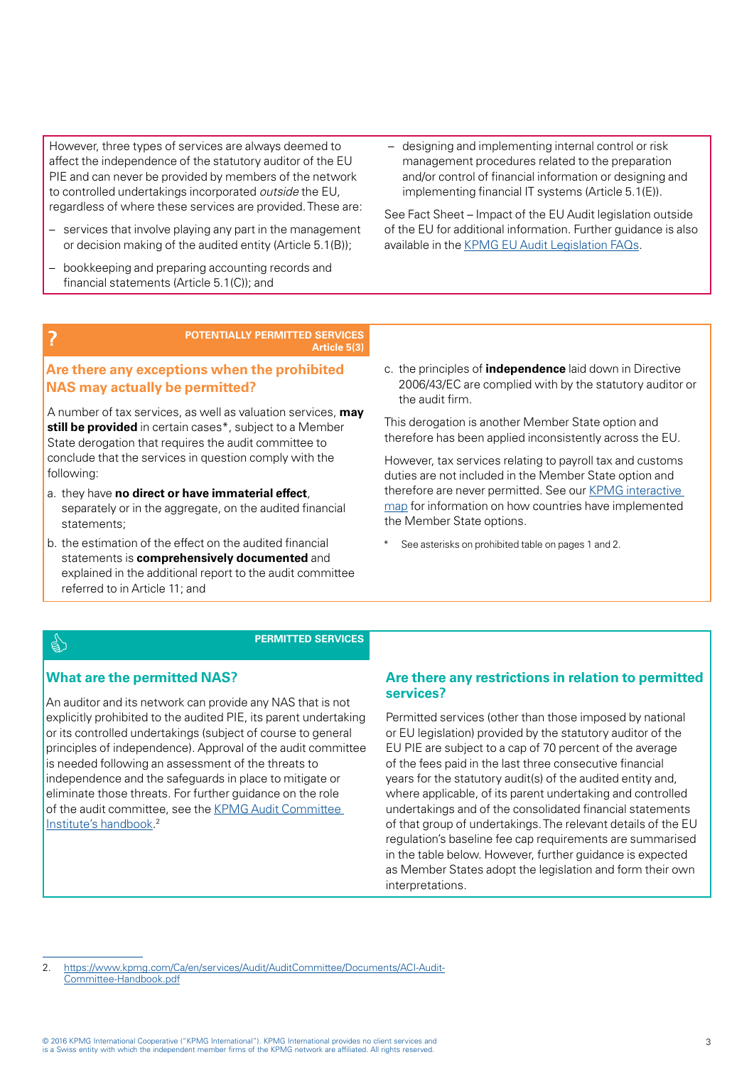However, three types of services are always deemed to affect the independence of the statutory auditor of the EU PIE and can never be provided by members of the network to controlled undertakings incorporated *outside* the EU, regardless of where these services are provided. These are:

- services that involve playing any part in the management or decision making of the audited entity (Article 5.1(B));
- bookkeeping and preparing accounting records and financial statements (Article 5.1(C)); and
- designing and implementing internal control or risk management procedures related to the preparation and/or control of financial information or designing and implementing financial IT systems (Article 5.1(E)).

See Fact Sheet – Impact of the EU Audit legislation outside of the EU for additional information. Further guidance is also available in the KPMG EU Audit Legislation FAQs.

**POTENTIALLY PERMITTED SERVICES**
**Article 5(3)**

## Are there any exceptions when the prohibited NAS may actually be permitted?

A number of tax services, as well as valuation services, **may still be provided** in certain cases*, subject to a Member State derogation that requires the audit committee to conclude that the services in question comply with the following:

a. they have **no direct or have immaterial effect**, separately or in the aggregate, on the audited financial statements;

b. the estimation of the effect on the audited financial statements is **comprehensively documented** and explained in the additional report to the audit committee referred to in Article 11; and

c. the principles of **independence** laid down in Directive 2006/43/EC are complied with by the statutory auditor or the audit firm.

This derogation is another Member State option and therefore has been applied inconsistently across the EU.

However, tax services relating to payroll tax and customs duties are not included in the Member State option and therefore are never permitted. See our KPMG interactive map for information on how countries have implemented the Member State options.

\* See asterisks on prohibited table on pages 1 and 2.

**PERMITTED SERVICES**

## What are the permitted NAS?

An auditor and its network can provide any NAS that is not explicitly prohibited to the audited PIE, its parent undertaking or its controlled undertakings (subject of course to general principles of independence). Approval of the audit committee is needed following an assessment of the threats to independence and the safeguards in place to mitigate or eliminate those threats. For further guidance on the role of the audit committee, see the KPMG Audit Committee Institute's handbook.[2]

## Are there any restrictions in relation to permitted services?

Permitted services (other than those imposed by national or EU legislation) provided by the statutory auditor of the EU PIE are subject to a cap of 70 percent of the average of the fees paid in the last three consecutive financial years for the statutory audit(s) of the audited entity and, where applicable, of its parent undertaking and controlled undertakings and of the consolidated financial statements of that group of undertakings. The relevant details of the EU regulation's baseline fee cap requirements are summarised in the table below. However, further guidance is expected as Member States adopt the legislation and form their own interpretations.

2. https://www.kpmg.com/Ca/en/services/Audit/AuditCommittee/Documents/ACI-Audit-Committee-Handbook.pdf

© 2016 KPMG International Cooperative ("KPMG International"). KPMG International provides no client services and is a Swiss entity with which the independent member firms of the KPMG network are affiliated. All rights reserved.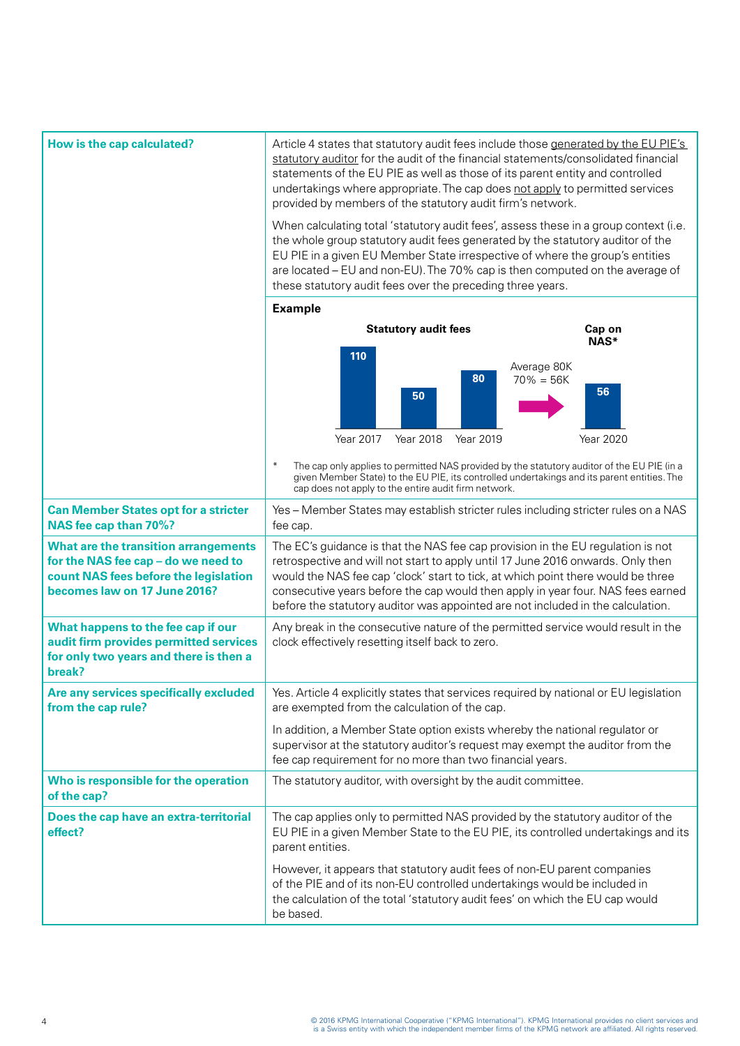| | |
|---|---|
| **How is the cap calculated?** | Article 4 states that statutory audit fees include those generated by the EU PIE's statutory auditor for the audit of the financial statements/consolidated financial statements of the EU PIE as well as those of its parent entity and controlled undertakings where appropriate. The cap does not apply to permitted services provided by members of the statutory audit firm's network.<br><br>When calculating total 'statutory audit fees', assess these in a group context (i.e. the whole group statutory audit fees generated by the statutory auditor of the EU PIE in a given EU Member State irrespective of where the group's entities are located – EU and non-EU). The 70% cap is then computed on the average of these statutory audit fees over the preceding three years.<br><br>**Example**<br><br>**Statutory audit fees**: Year 2017: 110; Year 2018: 50; Year 2019: 80<br>Average 80K<br>70% = 56K<br>**Cap on NAS***: Year 2020: 56<br><br>* The cap only applies to permitted NAS provided by the statutory auditor of the EU PIE (in a given Member State) to the EU PIE, its controlled undertakings and its parent entities. The cap does not apply to the entire audit firm network. |
| **Can Member States opt for a stricter NAS fee cap than 70%?** | Yes – Member States may establish stricter rules including stricter rules on a NAS fee cap. |
| **What are the transition arrangements for the NAS fee cap – do we need to count NAS fees before the legislation becomes law on 17 June 2016?** | The EC's guidance is that the NAS fee cap provision in the EU regulation is not retrospective and will not start to apply until 17 June 2016 onwards. Only then would the NAS fee cap 'clock' start to tick, at which point there would be three consecutive years before the cap would then apply in year four. NAS fees earned before the statutory auditor was appointed are not included in the calculation. |
| **What happens to the fee cap if our audit firm provides permitted services for only two years and there is then a break?** | Any break in the consecutive nature of the permitted service would result in the clock effectively resetting itself back to zero. |
| **Are any services specifically excluded from the cap rule?** | Yes. Article 4 explicitly states that services required by national or EU legislation are exempted from the calculation of the cap.<br><br>In addition, a Member State option exists whereby the national regulator or supervisor at the statutory auditor's request may exempt the auditor from the fee cap requirement for no more than two financial years. |
| **Who is responsible for the operation of the cap?** | The statutory auditor, with oversight by the audit committee. |
| **Does the cap have an extra-territorial effect?** | The cap applies only to permitted NAS provided by the statutory auditor of the EU PIE in a given Member State to the EU PIE, its controlled undertakings and its parent entities.<br><br>However, it appears that statutory audit fees of non-EU parent companies of the PIE and of its non-EU controlled undertakings would be included in the calculation of the total 'statutory audit fees' on which the EU cap would be based. |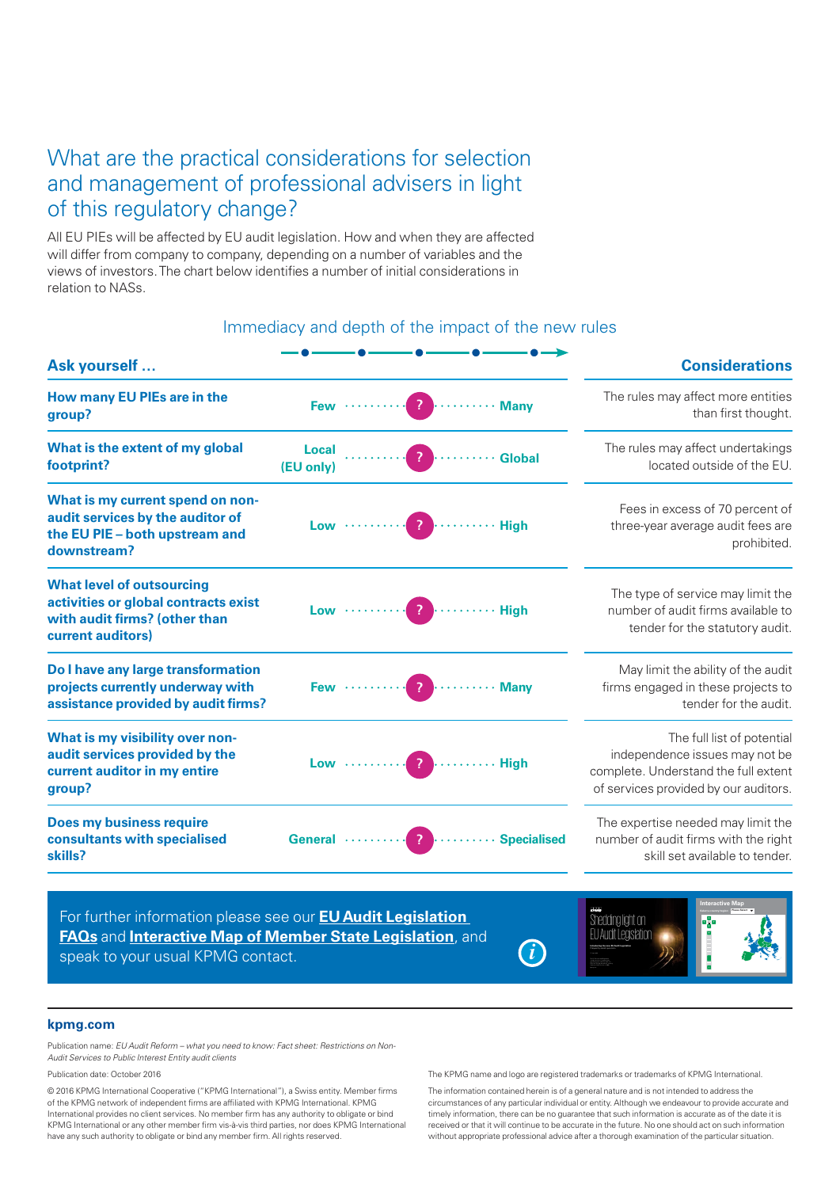## What are the practical considerations for selection and management of professional advisers in light of this regulatory change?

All EU PIEs will be affected by EU audit legislation. How and when they are affected will differ from company to company, depending on a number of variables and the views of investors. The chart below identifies a number of initial considerations in relation to NASs.

Immediacy and depth of the impact of the new rules

| Ask yourself ... | | Considerations |
|---|---|---|
| **How many EU PIEs are in the group?** | Few ? Many | The rules may affect more entities than first thought. |
| **What is the extent of my global footprint?** | Local (EU only) ? Global | The rules may affect undertakings located outside of the EU. |
| **What is my current spend on non-audit services by the auditor of the EU PIE – both upstream and downstream?** | Low ? High | Fees in excess of 70 percent of three-year average audit fees are prohibited. |
| **What level of outsourcing activities or global contracts exist with audit firms? (other than current auditors)** | Low ? High | The type of service may limit the number of audit firms available to tender for the statutory audit. |
| **Do I have any large transformation projects currently underway with assistance provided by audit firms?** | Few ? Many | May limit the ability of the audit firms engaged in these projects to tender for the audit. |
| **What is my visibility over non-audit services provided by the current auditor in my entire group?** | Low ? High | The full list of potential independence issues may not be complete. Understand the full extent of services provided by our auditors. |
| **Does my business require consultants with specialised skills?** | General ? Specialised | The expertise needed may limit the number of audit firms with the right skill set available to tender. |

For further information please see our **EU Audit Legislation FAQs** and **Interactive Map of Member State Legislation**, and speak to your usual KPMG contact.

**kpmg.com**

Publication name: *EU Audit Reform – what you need to know: Fact sheet: Restrictions on Non-Audit Services to Public Interest Entity audit clients*

Publication date: October 2016

© 2016 KPMG International Cooperative ("KPMG International"), a Swiss entity. Member firms of the KPMG network of independent firms are affiliated with KPMG International. KPMG International provides no client services. No member firm has any authority to obligate or bind KPMG International or any other member firm vis-à-vis third parties, nor does KPMG International have any such authority to obligate or bind any member firm. All rights reserved.

The KPMG name and logo are registered trademarks or trademarks of KPMG International.

The information contained herein is of a general nature and is not intended to address the circumstances of any particular individual or entity. Although we endeavour to provide accurate and timely information, there can be no guarantee that such information is accurate as of the date it is received or that it will continue to be accurate in the future. No one should act on such information without appropriate professional advice after a thorough examination of the particular situation.